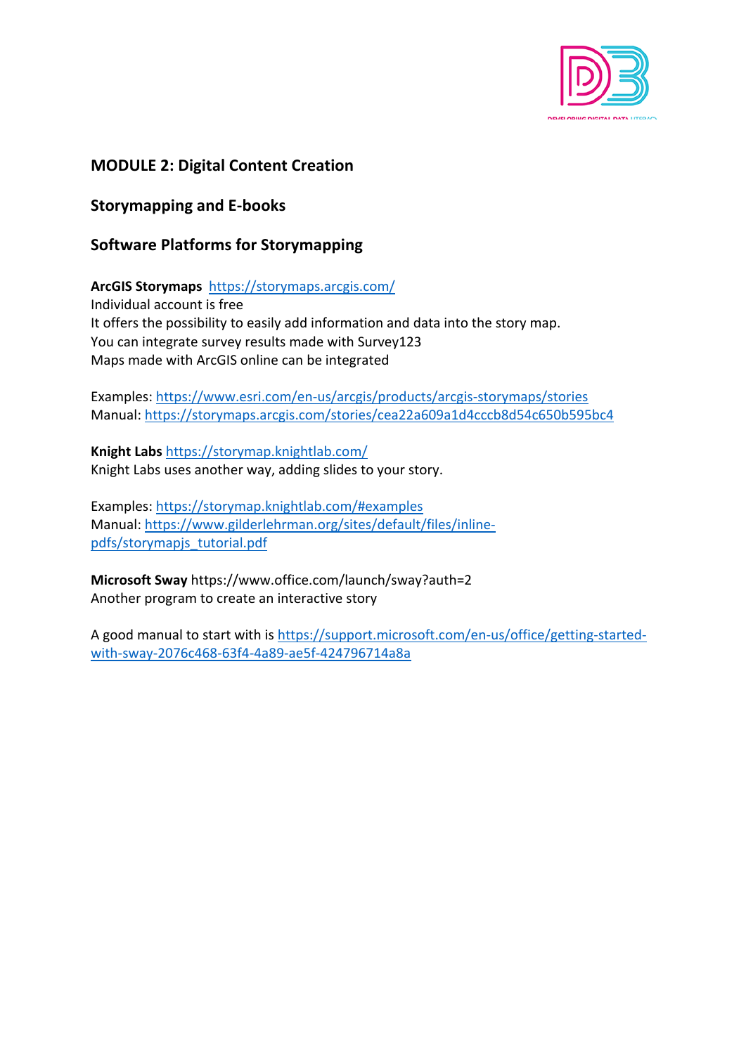## MODULE 2: Digital Content Creation

### Storymapping and E-books

### Software Platforms for Storymapping

**ArcGIS Storymaps** https://storymaps.arcgis.com/
Individual account is free
It offers the possibility to easily add information and data into the story map.
You can integrate survey results made with Survey123
Maps made with ArcGIS online can be integrated

Examples: https://www.esri.com/en-us/arcgis/products/arcgis-storymaps/stories
Manual: https://storymaps.arcgis.com/stories/cea22a609a1d4cccb8d54c650b595bc4

**Knight Labs** https://storymap.knightlab.com/
Knight Labs uses another way, adding slides to your story.

Examples: https://storymap.knightlab.com/#examples
Manual: https://www.gilderlehrman.org/sites/default/files/inline-pdfs/storymapjs_tutorial.pdf

**Microsoft Sway** https://www.office.com/launch/sway?auth=2
Another program to create an interactive story

A good manual to start with is https://support.microsoft.com/en-us/office/getting-started-with-sway-2076c468-63f4-4a89-ae5f-424796714a8a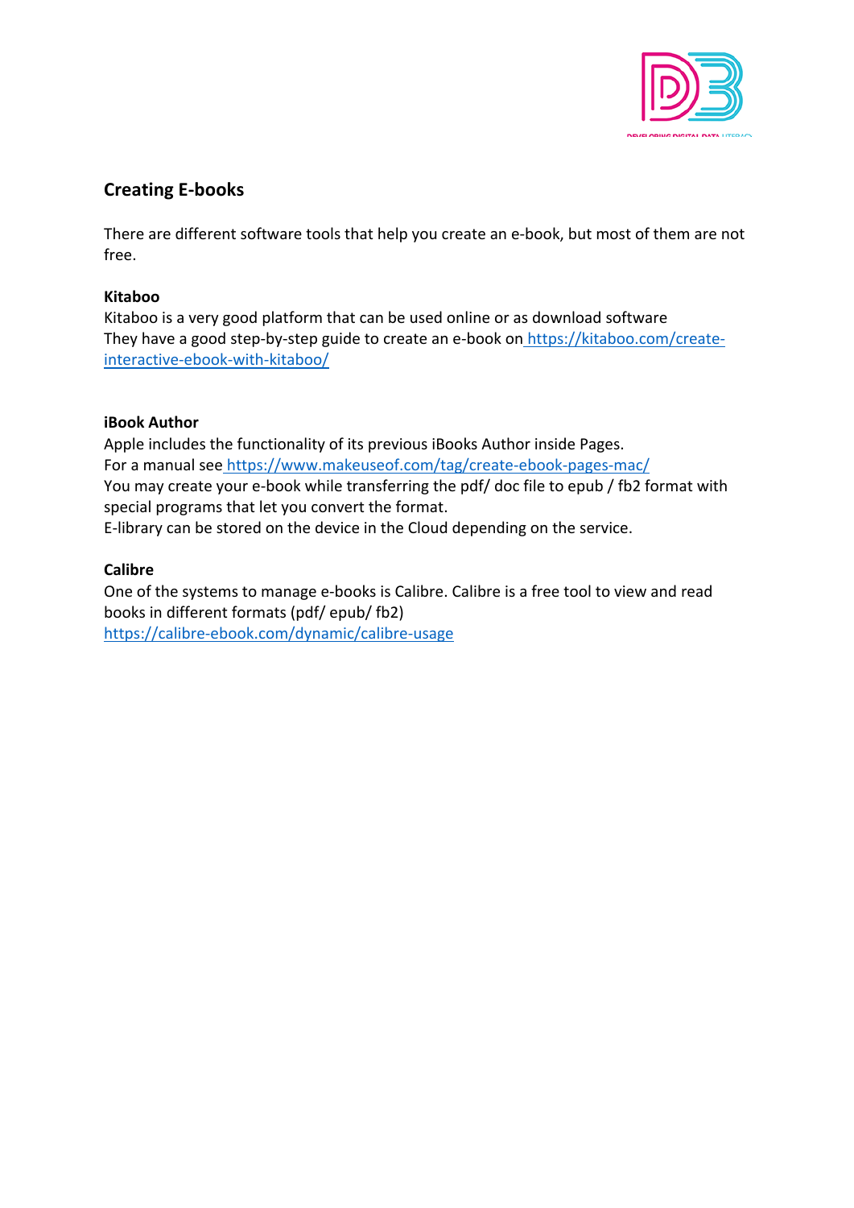## Creating E-books

There are different software tools that help you create an e-book, but most of them are not free.

**Kitaboo**

Kitaboo is a very good platform that can be used online or as download software
They have a good step-by-step guide to create an e-book on https://kitaboo.com/create-interactive-ebook-with-kitaboo/

**iBook Author**

Apple includes the functionality of its previous iBooks Author inside Pages.
For a manual see https://www.makeuseof.com/tag/create-ebook-pages-mac/
You may create your e-book while transferring the pdf/ doc file to epub / fb2 format with special programs that let you convert the format.
E-library can be stored on the device in the Cloud depending on the service.

**Calibre**

One of the systems to manage e-books is Calibre. Calibre is a free tool to view and read books in different formats (pdf/ epub/ fb2)
https://calibre-ebook.com/dynamic/calibre-usage